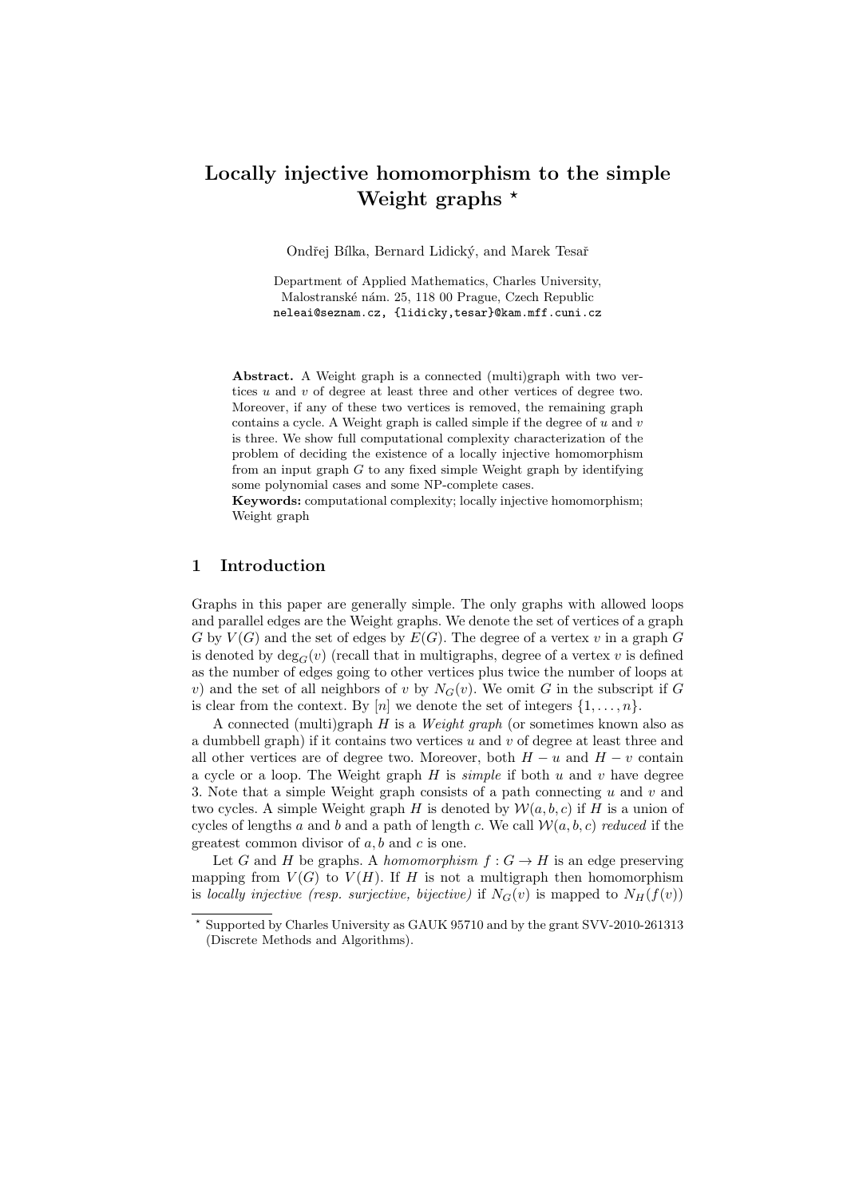# Locally injective homomorphism to the simple Weight graphs *

Ondřej Bílka, Bernard Lidický, and Marek Tesař

Department of Applied Mathematics, Charles University,
Malostranské nám. 25, 118 00 Prague, Czech Republic
neleai@seznam.cz, {lidicky,tesar}@kam.mff.cuni.cz

**Abstract.** A Weight graph is a connected (multi)graph with two vertices $u$ and $v$ of degree at least three and other vertices of degree two. Moreover, if any of these two vertices is removed, the remaining graph contains a cycle. A Weight graph is called simple if the degree of $u$ and $v$ is three. We show full computational complexity characterization of the problem of deciding the existence of a locally injective homomorphism from an input graph $G$ to any fixed simple Weight graph by identifying some polynomial cases and some NP-complete cases.

**Keywords:** computational complexity; locally injective homomorphism; Weight graph

## 1 Introduction

Graphs in this paper are generally simple. The only graphs with allowed loops and parallel edges are the Weight graphs. We denote the set of vertices of a graph $G$ by $V(G)$ and the set of edges by $E(G)$. The degree of a vertex $v$ in a graph $G$ is denoted by $\deg_G(v)$ (recall that in multigraphs, degree of a vertex $v$ is defined as the number of edges going to other vertices plus twice the number of loops at $v$) and the set of all neighbors of $v$ by $N_G(v)$. We omit $G$ in the subscript if $G$ is clear from the context. By $[n]$ we denote the set of integers $\{1, \ldots, n\}$.

A connected (multi)graph $H$ is a *Weight graph* (or sometimes known also as a dumbbell graph) if it contains two vertices $u$ and $v$ of degree at least three and all other vertices are of degree two. Moreover, both $H - u$ and $H - v$ contain a cycle or a loop. The Weight graph $H$ is *simple* if both $u$ and $v$ have degree 3. Note that a simple Weight graph consists of a path connecting $u$ and $v$ and two cycles. A simple Weight graph $H$ is denoted by $\mathcal{W}(a, b, c)$ if $H$ is a union of cycles of lengths $a$ and $b$ and a path of length $c$. We call $\mathcal{W}(a, b, c)$ *reduced* if the greatest common divisor of $a, b$ and $c$ is one.

Let $G$ and $H$ be graphs. A *homomorphism* $f : G \to H$ is an edge preserving mapping from $V(G)$ to $V(H)$. If $H$ is not a multigraph then homomorphism is *locally injective (resp. surjective, bijective)* if $N_G(v)$ is mapped to $N_H(f(v))$

* Supported by Charles University as GAUK 95710 and by the grant SVV-2010-261313 (Discrete Methods and Algorithms).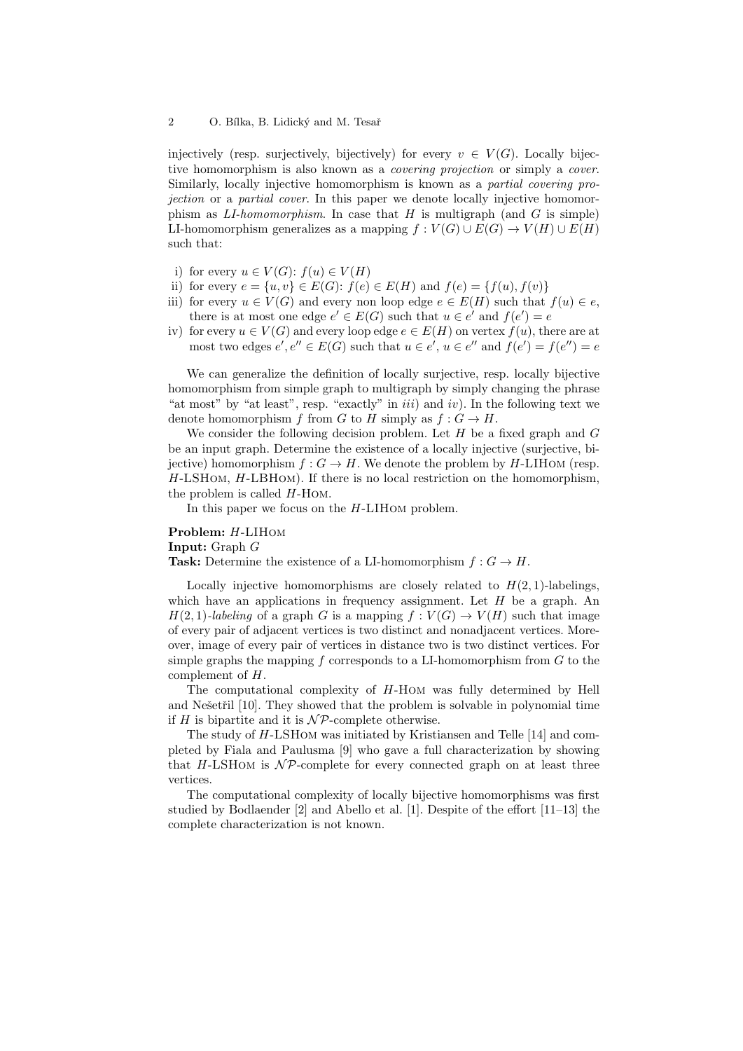injectively (resp. surjectively, bijectively) for every $v \in V(G)$. Locally bijective homomorphism is also known as a *covering projection* or simply a *cover*. Similarly, locally injective homomorphism is known as a *partial covering projection* or a *partial cover*. In this paper we denote locally injective homomorphism as *LI-homomorphism*. In case that $H$ is multigraph (and $G$ is simple) LI-homomorphism generalizes as a mapping $f : V(G) \cup E(G) \to V(H) \cup E(H)$ such that:

i) for every $u \in V(G)$: $f(u) \in V(H)$
ii) for every $e = \{u, v\} \in E(G)$: $f(e) \in E(H)$ and $f(e) = \{f(u), f(v)\}$
iii) for every $u \in V(G)$ and every non loop edge $e \in E(H)$ such that $f(u) \in e$, there is at most one edge $e' \in E(G)$ such that $u \in e'$ and $f(e') = e$
iv) for every $u \in V(G)$ and every loop edge $e \in E(H)$ on vertex $f(u)$, there are at most two edges $e', e'' \in E(G)$ such that $u \in e'$, $u \in e''$ and $f(e') = f(e'') = e$

We can generalize the definition of locally surjective, resp. locally bijective homomorphism from simple graph to multigraph by simply changing the phrase "at most" by "at least", resp. "exactly" in *iii)* and *iv)*. In the following text we denote homomorphism $f$ from $G$ to $H$ simply as $f : G \to H$.

We consider the following decision problem. Let $H$ be a fixed graph and $G$ be an input graph. Determine the existence of a locally injective (surjective, bijective) homomorphism $f : G \to H$. We denote the problem by $H$-LIHom (resp. $H$-LSHom, $H$-LBHom). If there is no local restriction on the homomorphism, the problem is called $H$-Hom.

In this paper we focus on the $H$-LIHom problem.

**Problem:** $H$-LIHom
**Input:** Graph $G$
**Task:** Determine the existence of a LI-homomorphism $f : G \to H$.

Locally injective homomorphisms are closely related to $H(2, 1)$-labelings, which have an applications in frequency assignment. Let $H$ be a graph. An $H(2, 1)$-*labeling* of a graph $G$ is a mapping $f : V(G) \to V(H)$ such that image of every pair of adjacent vertices is two distinct and nonadjacent vertices. Moreover, image of every pair of vertices in distance two is two distinct vertices. For simple graphs the mapping $f$ corresponds to a LI-homomorphism from $G$ to the complement of $H$.

The computational complexity of $H$-Hom was fully determined by Hell and Nešetřil [10]. They showed that the problem is solvable in polynomial time if $H$ is bipartite and it is $\mathcal{NP}$-complete otherwise.

The study of $H$-LSHom was initiated by Kristiansen and Telle [14] and completed by Fiala and Paulusma [9] who gave a full characterization by showing that $H$-LSHom is $\mathcal{NP}$-complete for every connected graph on at least three vertices.

The computational complexity of locally bijective homomorphisms was first studied by Bodlaender [2] and Abello et al. [1]. Despite of the effort [11–13] the complete characterization is not known.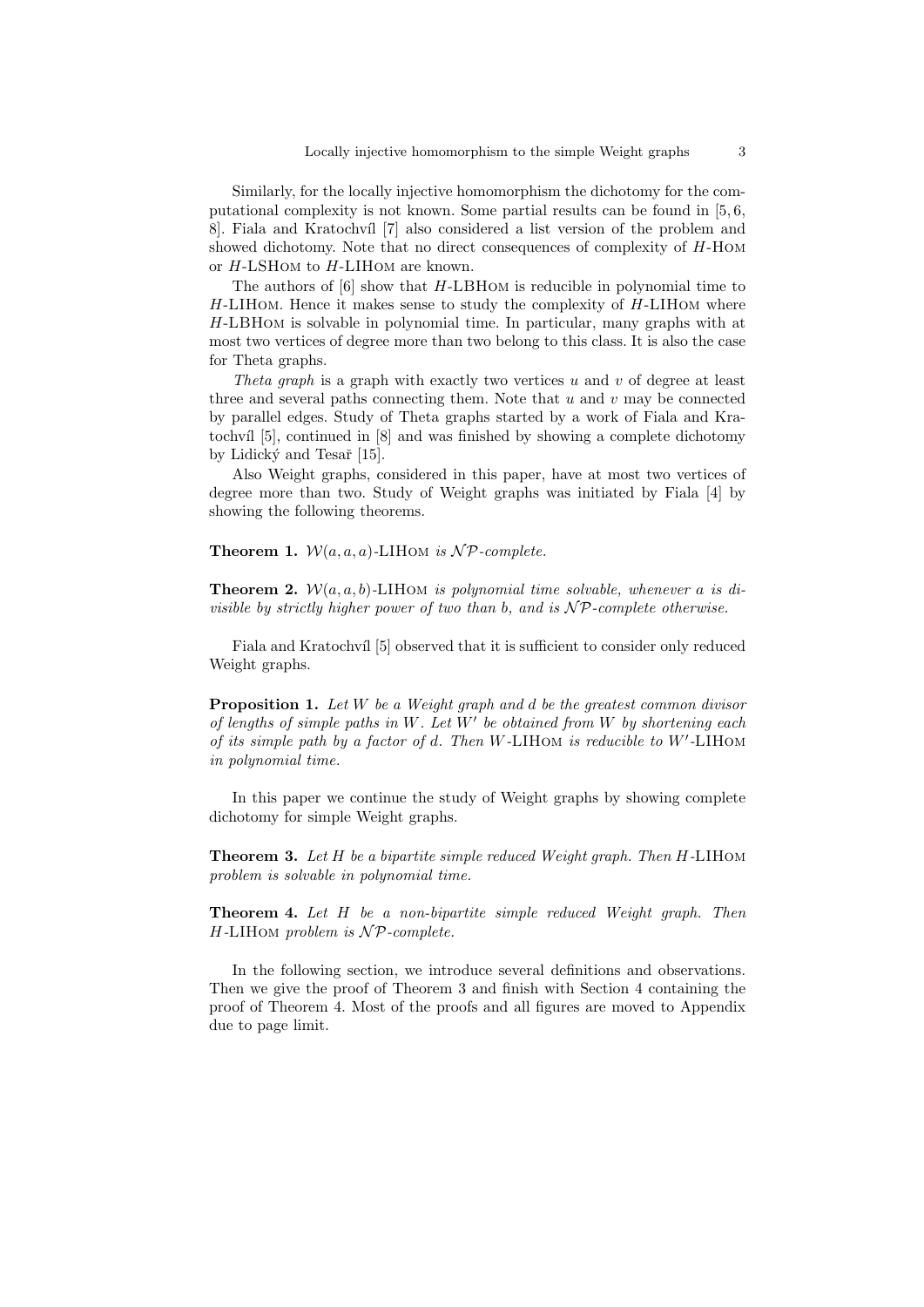Similarly, for the locally injective homomorphism the dichotomy for the computational complexity is not known. Some partial results can be found in [5, 6, 8]. Fiala and Kratochvíl [7] also considered a list version of the problem and showed dichotomy. Note that no direct consequences of complexity of $H$-Hom or $H$-LSHom to $H$-LIHom are known.

The authors of [6] show that $H$-LBHom is reducible in polynomial time to $H$-LIHom. Hence it makes sense to study the complexity of $H$-LIHom where $H$-LBHom is solvable in polynomial time. In particular, many graphs with at most two vertices of degree more than two belong to this class. It is also the case for Theta graphs.

*Theta graph* is a graph with exactly two vertices $u$ and $v$ of degree at least three and several paths connecting them. Note that $u$ and $v$ may be connected by parallel edges. Study of Theta graphs started by a work of Fiala and Kratochvíl [5], continued in [8] and was finished by showing a complete dichotomy by Lidický and Tesař [15].

Also Weight graphs, considered in this paper, have at most two vertices of degree more than two. Study of Weight graphs was initiated by Fiala [4] by showing the following theorems.

**Theorem 1.** *$\mathcal{W}(a, a, a)$-LIHom is $\mathcal{NP}$-complete.*

**Theorem 2.** *$\mathcal{W}(a, a, b)$-LIHom is polynomial time solvable, whenever $a$ is divisible by strictly higher power of two than $b$, and is $\mathcal{NP}$-complete otherwise.*

Fiala and Kratochvíl [5] observed that it is sufficient to consider only reduced Weight graphs.

**Proposition 1.** *Let $W$ be a Weight graph and $d$ be the greatest common divisor of lengths of simple paths in $W$. Let $W'$ be obtained from $W$ by shortening each of its simple path by a factor of $d$. Then $W$-LIHom is reducible to $W'$-LIHom in polynomial time.*

In this paper we continue the study of Weight graphs by showing complete dichotomy for simple Weight graphs.

**Theorem 3.** *Let $H$ be a bipartite simple reduced Weight graph. Then $H$-LIHom problem is solvable in polynomial time.*

**Theorem 4.** *Let $H$ be a non-bipartite simple reduced Weight graph. Then $H$-LIHom problem is $\mathcal{NP}$-complete.*

In the following section, we introduce several definitions and observations. Then we give the proof of Theorem 3 and finish with Section 4 containing the proof of Theorem 4. Most of the proofs and all figures are moved to Appendix due to page limit.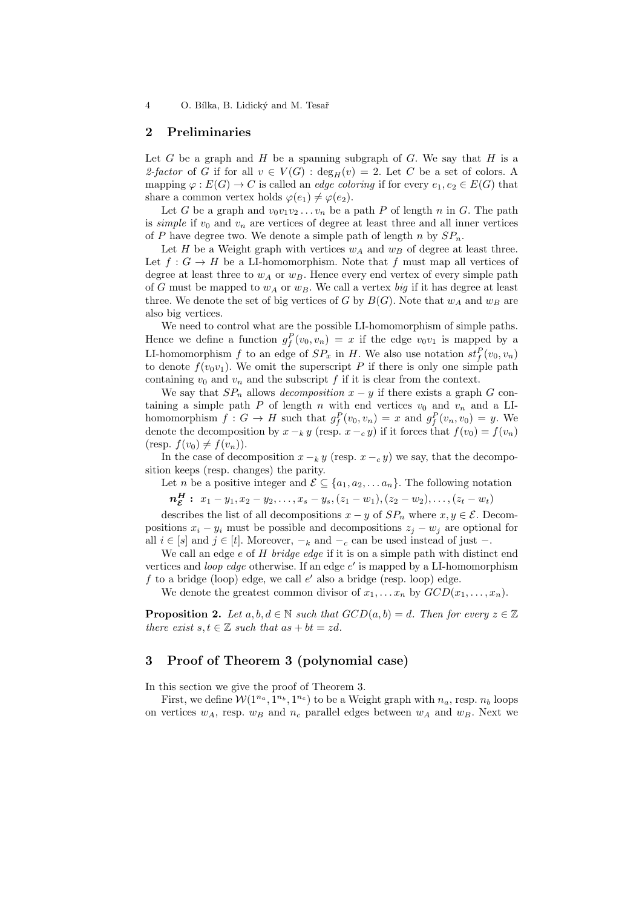## 2 Preliminaries

Let $G$ be a graph and $H$ be a spanning subgraph of $G$. We say that $H$ is a *2-factor* of $G$ if for all $v \in V(G) : \deg_H(v) = 2$. Let $C$ be a set of colors. A mapping $\varphi : E(G) \to C$ is called an *edge coloring* if for every $e_1, e_2 \in E(G)$ that share a common vertex holds $\varphi(e_1) \neq \varphi(e_2)$.

Let $G$ be a graph and $v_0v_1v_2 \dots v_n$ be a path $P$ of length $n$ in $G$. The path is *simple* if $v_0$ and $v_n$ are vertices of degree at least three and all inner vertices of $P$ have degree two. We denote a simple path of length $n$ by $SP_n$.

Let $H$ be a Weight graph with vertices $w_A$ and $w_B$ of degree at least three. Let $f : G \to H$ be a LI-homomorphism. Note that $f$ must map all vertices of degree at least three to $w_A$ or $w_B$. Hence every end vertex of every simple path of $G$ must be mapped to $w_A$ or $w_B$. We call a vertex *big* if it has degree at least three. We denote the set of big vertices of $G$ by $B(G)$. Note that $w_A$ and $w_B$ are also big vertices.

We need to control what are the possible LI-homomorphism of simple paths. Hence we define a function $g_f^P(v_0, v_n) = x$ if the edge $v_0v_1$ is mapped by a LI-homomorphism $f$ to an edge of $SP_x$ in $H$. We also use notation $st_f^P(v_0, v_n)$ to denote $f(v_0v_1)$. We omit the superscript $P$ if there is only one simple path containing $v_0$ and $v_n$ and the subscript $f$ if it is clear from the context.

We say that $SP_n$ allows *decomposition* $x - y$ if there exists a graph $G$ containing a simple path $P$ of length $n$ with end vertices $v_0$ and $v_n$ and a LI-homomorphism $f : G \to H$ such that $g_f^P(v_0, v_n) = x$ and $g_f^P(v_n, v_0) = y$. We denote the decomposition by $x -_k y$ (resp. $x -_c y$) if it forces that $f(v_0) = f(v_n)$ (resp. $f(v_0) \neq f(v_n)$).

In the case of decomposition $x -_k y$ (resp. $x -_c y$) we say, that the decomposition keeps (resp. changes) the parity.

Let $n$ be a positive integer and $\mathcal{E} \subseteq \{a_1, a_2, \dots a_n\}$. The following notation

$$\boldsymbol{n_{\mathcal{E}}^H} : \; x_1 - y_1, x_2 - y_2, \dots, x_s - y_s, (z_1 - w_1), (z_2 - w_2), \dots, (z_t - w_t)$$

describes the list of all decompositions $x - y$ of $SP_n$ where $x, y \in \mathcal{E}$. Decompositions $x_i - y_i$ must be possible and decompositions $z_j - w_j$ are optional for all $i \in [s]$ and $j \in [t]$. Moreover, $-_k$ and $-_c$ can be used instead of just $-$.

We call an edge $e$ of $H$ *bridge edge* if it is on a simple path with distinct end vertices and *loop edge* otherwise. If an edge $e'$ is mapped by a LI-homomorphism $f$ to a bridge (loop) edge, we call $e'$ also a bridge (resp. loop) edge.

We denote the greatest common divisor of $x_1, \dots x_n$ by $GCD(x_1, \dots, x_n)$.

**Proposition 2.** *Let $a, b, d \in \mathbb{N}$ such that $GCD(a, b) = d$. Then for every $z \in \mathbb{Z}$ there exist $s, t \in \mathbb{Z}$ such that $as + bt = zd$.*

## 3 Proof of Theorem 3 (polynomial case)

In this section we give the proof of Theorem 3.

First, we define $\mathcal{W}(1^{n_a}, 1^{n_b}, 1^{n_c})$ to be a Weight graph with $n_a$, resp. $n_b$ loops on vertices $w_A$, resp. $w_B$ and $n_c$ parallel edges between $w_A$ and $w_B$. Next we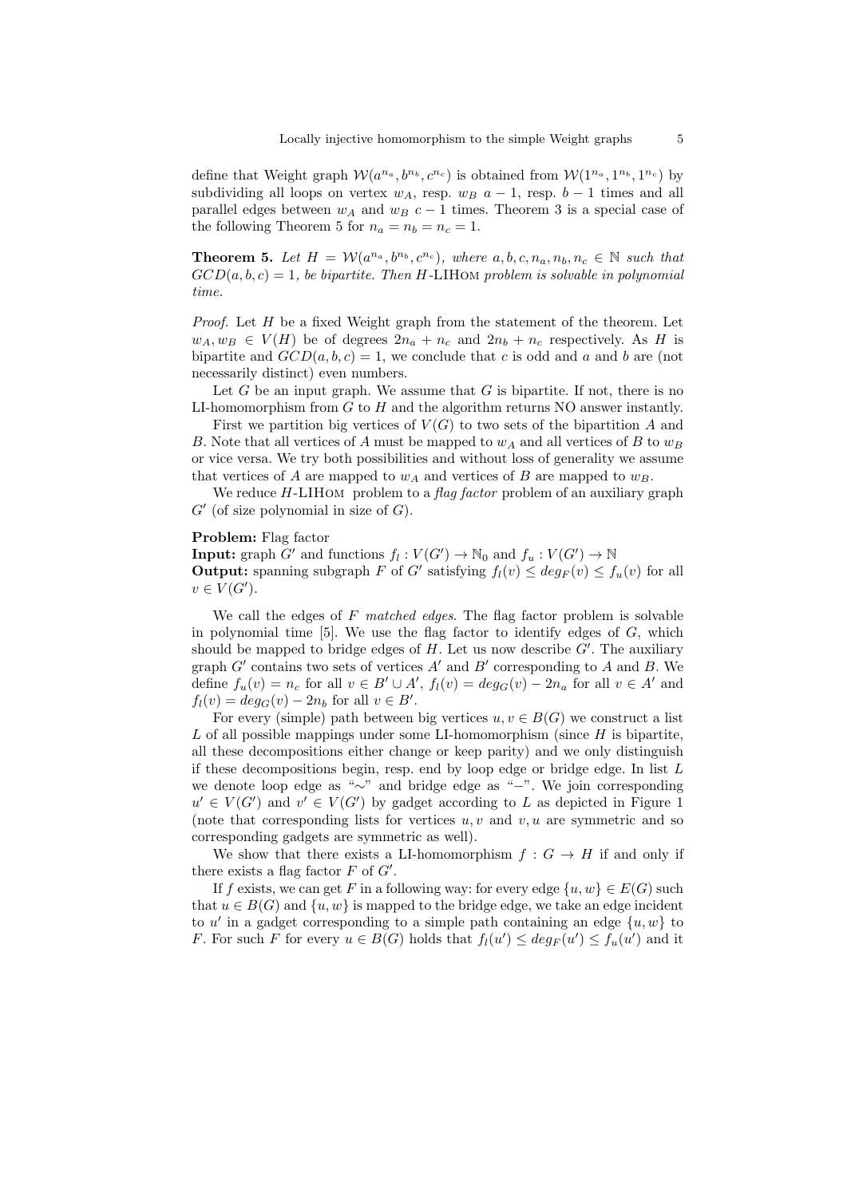define that Weight graph $\mathcal{W}(a^{n_a}, b^{n_b}, c^{n_c})$ is obtained from $\mathcal{W}(1^{n_a}, 1^{n_b}, 1^{n_c})$ by subdividing all loops on vertex $w_A$, resp. $w_B$ $a-1$, resp. $b-1$ times and all parallel edges between $w_A$ and $w_B$ $c-1$ times. Theorem 3 is a special case of the following Theorem 5 for $n_a = n_b = n_c = 1$.

**Theorem 5.** *Let $H = \mathcal{W}(a^{n_a}, b^{n_b}, c^{n_c})$, where $a, b, c, n_a, n_b, n_c \in \mathbb{N}$ such that $GCD(a, b, c) = 1$, be bipartite. Then $H$-LIHOM problem is solvable in polynomial time.*

*Proof.* Let $H$ be a fixed Weight graph from the statement of the theorem. Let $w_A, w_B \in V(H)$ be of degrees $2n_a + n_c$ and $2n_b + n_c$ respectively. As $H$ is bipartite and $GCD(a, b, c) = 1$, we conclude that $c$ is odd and $a$ and $b$ are (not necessarily distinct) even numbers.

Let $G$ be an input graph. We assume that $G$ is bipartite. If not, there is no LI-homomorphism from $G$ to $H$ and the algorithm returns NO answer instantly.

First we partition big vertices of $V(G)$ to two sets of the bipartition $A$ and $B$. Note that all vertices of $A$ must be mapped to $w_A$ and all vertices of $B$ to $w_B$ or vice versa. We try both possibilities and without loss of generality we assume that vertices of $A$ are mapped to $w_A$ and vertices of $B$ are mapped to $w_B$.

We reduce $H$-LIHOM problem to a *flag factor* problem of an auxiliary graph $G'$ (of size polynomial in size of $G$).

**Problem:** Flag factor
**Input:** graph $G'$ and functions $f_l : V(G') \to \mathbb{N}_0$ and $f_u : V(G') \to \mathbb{N}$
**Output:** spanning subgraph $F$ of $G'$ satisfying $f_l(v) \leq deg_F(v) \leq f_u(v)$ for all $v \in V(G')$.

We call the edges of $F$ *matched edges*. The flag factor problem is solvable in polynomial time [5]. We use the flag factor to identify edges of $G$, which should be mapped to bridge edges of $H$. Let us now describe $G'$. The auxiliary graph $G'$ contains two sets of vertices $A'$ and $B'$ corresponding to $A$ and $B$. We define $f_u(v) = n_c$ for all $v \in B' \cup A'$, $f_l(v) = deg_G(v) - 2n_a$ for all $v \in A'$ and $f_l(v) = deg_G(v) - 2n_b$ for all $v \in B'$.

For every (simple) path between big vertices $u, v \in B(G)$ we construct a list $L$ of all possible mappings under some LI-homomorphism (since $H$ is bipartite, all these decompositions either change or keep parity) and we only distinguish if these decompositions begin, resp. end by loop edge or bridge edge. In list $L$ we denote loop edge as "$\sim$" and bridge edge as "$-$". We join corresponding $u' \in V(G')$ and $v' \in V(G')$ by gadget according to $L$ as depicted in Figure 1 (note that corresponding lists for vertices $u, v$ and $v, u$ are symmetric and so corresponding gadgets are symmetric as well).

We show that there exists a LI-homomorphism $f : G \to H$ if and only if there exists a flag factor $F$ of $G'$.

If $f$ exists, we can get $F$ in a following way: for every edge $\{u, w\} \in E(G)$ such that $u \in B(G)$ and $\{u, w\}$ is mapped to the bridge edge, we take an edge incident to $u'$ in a gadget corresponding to a simple path containing an edge $\{u, w\}$ to $F$. For such $F$ for every $u \in B(G)$ holds that $f_l(u') \leq deg_F(u') \leq f_u(u')$ and it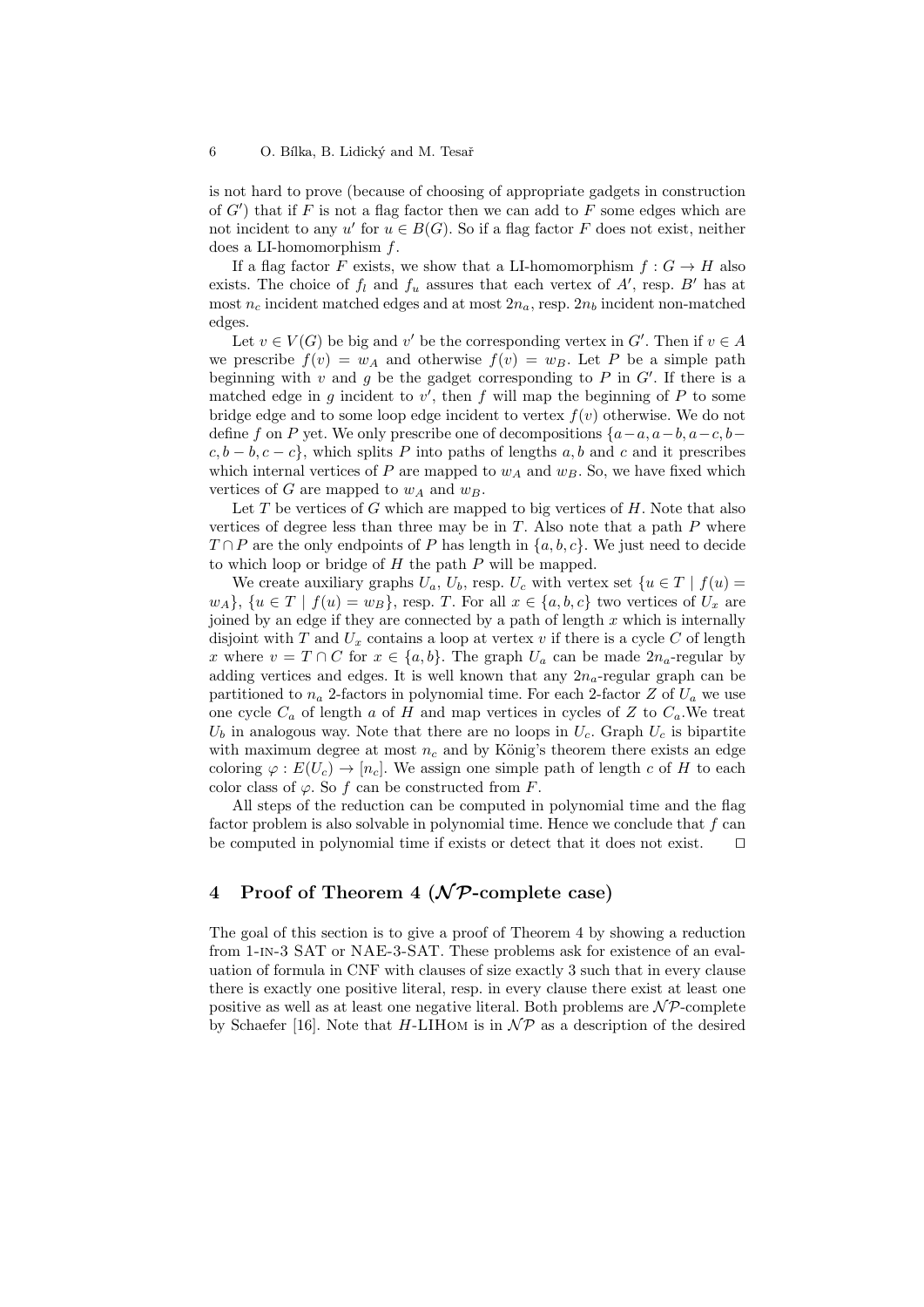is not hard to prove (because of choosing of appropriate gadgets in construction of $G'$) that if $F$ is not a flag factor then we can add to $F$ some edges which are not incident to any $u'$ for $u \in B(G)$. So if a flag factor $F$ does not exist, neither does a LI-homomorphism $f$.

If a flag factor $F$ exists, we show that a LI-homomorphism $f : G \to H$ also exists. The choice of $f_l$ and $f_u$ assures that each vertex of $A'$, resp. $B'$ has at most $n_c$ incident matched edges and at most $2n_a$, resp. $2n_b$ incident non-matched edges.

Let $v \in V(G)$ be big and $v'$ be the corresponding vertex in $G'$. Then if $v \in A$ we prescribe $f(v) = w_A$ and otherwise $f(v) = w_B$. Let $P$ be a simple path beginning with $v$ and $g$ be the gadget corresponding to $P$ in $G'$. If there is a matched edge in $g$ incident to $v'$, then $f$ will map the beginning of $P$ to some bridge edge and to some loop edge incident to vertex $f(v)$ otherwise. We do not define $f$ on $P$ yet. We only prescribe one of decompositions $\{a-a, a-b, a-c, b-c, b-b, c-c\}$, which splits $P$ into paths of lengths $a, b$ and $c$ and it prescribes which internal vertices of $P$ are mapped to $w_A$ and $w_B$. So, we have fixed which vertices of $G$ are mapped to $w_A$ and $w_B$.

Let $T$ be vertices of $G$ which are mapped to big vertices of $H$. Note that also vertices of degree less than three may be in $T$. Also note that a path $P$ where $T \cap P$ are the only endpoints of $P$ has length in $\{a, b, c\}$. We just need to decide to which loop or bridge of $H$ the path $P$ will be mapped.

We create auxiliary graphs $U_a$, $U_b$, resp. $U_c$ with vertex set $\{u \in T \mid f(u) = w_A\}$, $\{u \in T \mid f(u) = w_B\}$, resp. $T$. For all $x \in \{a, b, c\}$ two vertices of $U_x$ are joined by an edge if they are connected by a path of length $x$ which is internally disjoint with $T$ and $U_x$ contains a loop at vertex $v$ if there is a cycle $C$ of length $x$ where $v = T \cap C$ for $x \in \{a, b\}$. The graph $U_a$ can be made $2n_a$-regular by adding vertices and edges. It is well known that any $2n_a$-regular graph can be partitioned to $n_a$ 2-factors in polynomial time. For each 2-factor $Z$ of $U_a$ we use one cycle $C_a$ of length $a$ of $H$ and map vertices in cycles of $Z$ to $C_a$.We treat $U_b$ in analogous way. Note that there are no loops in $U_c$. Graph $U_c$ is bipartite with maximum degree at most $n_c$ and by König's theorem there exists an edge coloring $\varphi : E(U_c) \to [n_c]$. We assign one simple path of length $c$ of $H$ to each color class of $\varphi$. So $f$ can be constructed from $F$.

All steps of the reduction can be computed in polynomial time and the flag factor problem is also solvable in polynomial time. Hence we conclude that $f$ can be computed in polynomial time if exists or detect that it does not exist. □

## 4 Proof of Theorem 4 ($\mathcal{NP}$-complete case)

The goal of this section is to give a proof of Theorem 4 by showing a reduction from 1-IN-3 SAT or NAE-3-SAT. These problems ask for existence of an evaluation of formula in CNF with clauses of size exactly 3 such that in every clause there is exactly one positive literal, resp. in every clause there exist at least one positive as well as at least one negative literal. Both problems are $\mathcal{NP}$-complete by Schaefer [16]. Note that $H$-LIHOM is in $\mathcal{NP}$ as a description of the desired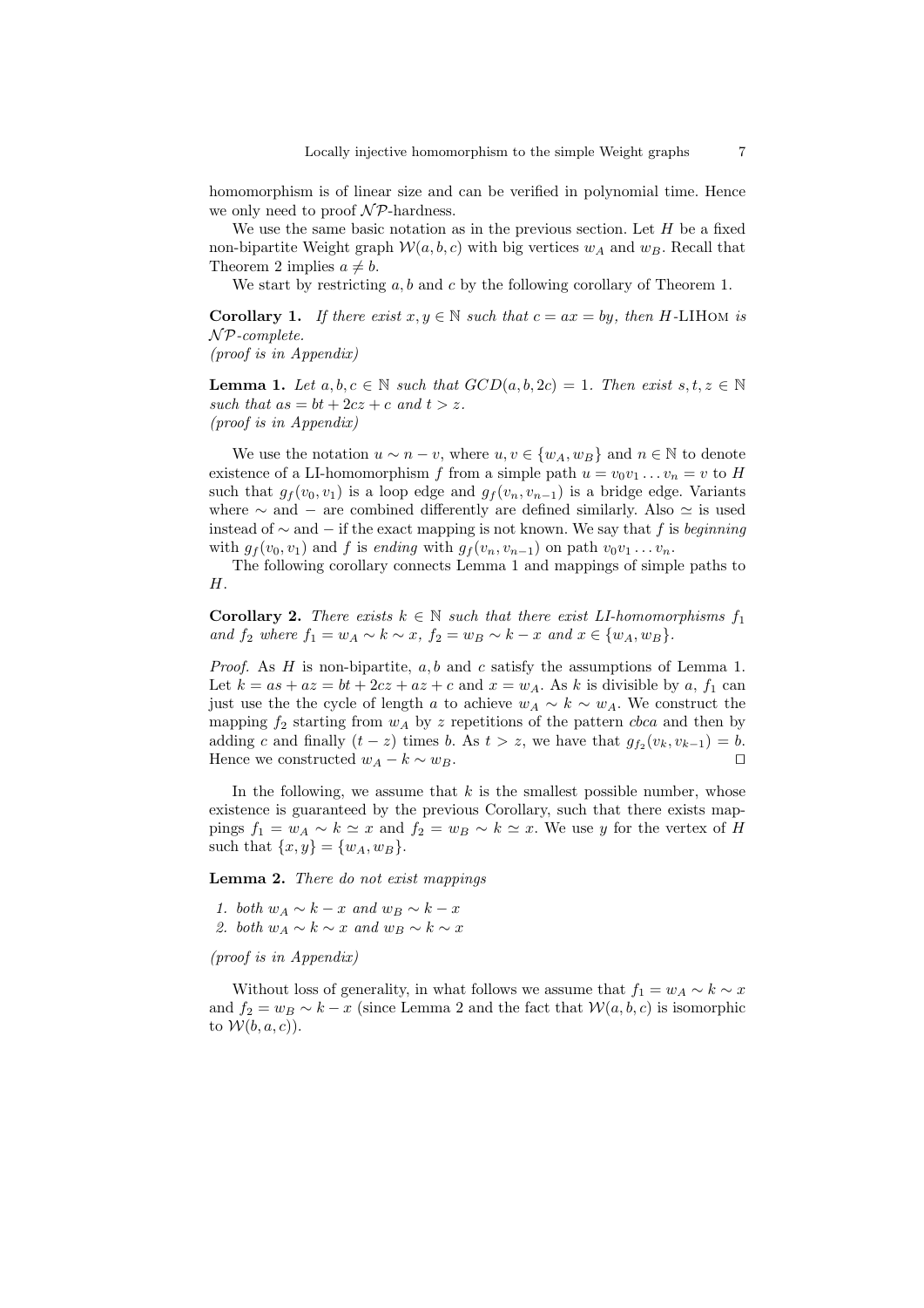homomorphism is of linear size and can be verified in polynomial time. Hence we only need to proof $\mathcal{NP}$-hardness.

We use the same basic notation as in the previous section. Let $H$ be a fixed non-bipartite Weight graph $\mathcal{W}(a, b, c)$ with big vertices $w_A$ and $w_B$. Recall that Theorem 2 implies $a \neq b$.

We start by restricting $a, b$ and $c$ by the following corollary of Theorem 1.

**Corollary 1.** *If there exist $x, y \in \mathbb{N}$ such that $c = ax = by$, then $H$-LIHom is $\mathcal{NP}$-complete.*
*(proof is in Appendix)*

**Lemma 1.** *Let $a, b, c \in \mathbb{N}$ such that $GCD(a, b, 2c) = 1$. Then exist $s, t, z \in \mathbb{N}$ such that $as = bt + 2cz + c$ and $t > z$.*
*(proof is in Appendix)*

We use the notation $u \sim n - v$, where $u, v \in \{w_A, w_B\}$ and $n \in \mathbb{N}$ to denote existence of a LI-homomorphism $f$ from a simple path $u = v_0 v_1 \ldots v_n = v$ to $H$ such that $g_f(v_0, v_1)$ is a loop edge and $g_f(v_n, v_{n-1})$ is a bridge edge. Variants where $\sim$ and $-$ are combined differently are defined similarly. Also $\simeq$ is used instead of $\sim$ and $-$ if the exact mapping is not known. We say that $f$ is *beginning* with $g_f(v_0, v_1)$ and $f$ is *ending* with $g_f(v_n, v_{n-1})$ on path $v_0 v_1 \ldots v_n$.

The following corollary connects Lemma 1 and mappings of simple paths to $H$.

**Corollary 2.** *There exists $k \in \mathbb{N}$ such that there exist LI-homomorphisms $f_1$ and $f_2$ where $f_1 = w_A \sim k \sim x$, $f_2 = w_B \sim k - x$ and $x \in \{w_A, w_B\}$.*

*Proof.* As $H$ is non-bipartite, $a, b$ and $c$ satisfy the assumptions of Lemma 1. Let $k = as + az = bt + 2cz + az + c$ and $x = w_A$. As $k$ is divisible by $a$, $f_1$ can just use the the cycle of length $a$ to achieve $w_A \sim k \sim w_A$. We construct the mapping $f_2$ starting from $w_A$ by $z$ repetitions of the pattern *cbca* and then by adding $c$ and finally $(t - z)$ times $b$. As $t > z$, we have that $g_{f_2}(v_k, v_{k-1}) = b$. Hence we constructed $w_A - k \sim w_B$. $\square$

In the following, we assume that $k$ is the smallest possible number, whose existence is guaranteed by the previous Corollary, such that there exists mappings $f_1 = w_A \sim k \simeq x$ and $f_2 = w_B \sim k \simeq x$. We use $y$ for the vertex of $H$ such that $\{x, y\} = \{w_A, w_B\}$.

**Lemma 2.** *There do not exist mappings*

1. *both $w_A \sim k - x$ and $w_B \sim k - x$*
2. *both $w_A \sim k \sim x$ and $w_B \sim k \sim x$*

*(proof is in Appendix)*

Without loss of generality, in what follows we assume that $f_1 = w_A \sim k \sim x$ and $f_2 = w_B \sim k - x$ (since Lemma 2 and the fact that $\mathcal{W}(a, b, c)$ is isomorphic to $\mathcal{W}(b, a, c)$).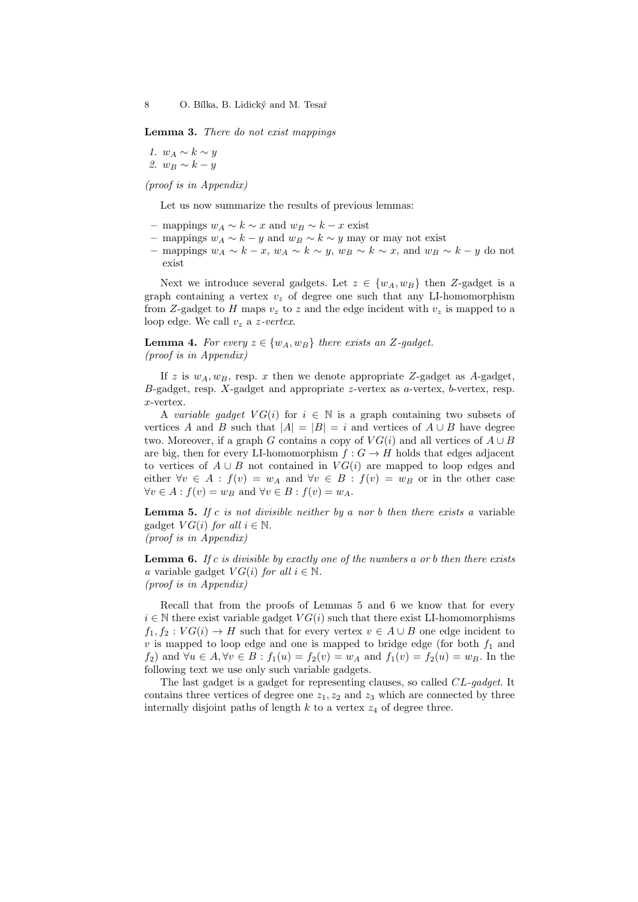**Lemma 3.** *There do not exist mappings*

1. $w_A \sim k \sim y$
2. $w_B \sim k - y$

*(proof is in Appendix)*

Let us now summarize the results of previous lemmas:

- mappings $w_A \sim k \sim x$ and $w_B \sim k - x$ exist
- mappings $w_A \sim k - y$ and $w_B \sim k \sim y$ may or may not exist
- mappings $w_A \sim k - x$, $w_A \sim k \sim y$, $w_B \sim k \sim x$, and $w_B \sim k - y$ do not exist

Next we introduce several gadgets. Let $z \in \{w_A, w_B\}$ then $Z$-gadget is a graph containing a vertex $v_z$ of degree one such that any LI-homomorphism from $Z$-gadget to $H$ maps $v_z$ to $z$ and the edge incident with $v_z$ is mapped to a loop edge. We call $v_z$ a *z-vertex*.

**Lemma 4.** *For every $z \in \{w_A, w_B\}$ there exists an $Z$-gadget.*
*(proof is in Appendix)*

If $z$ is $w_A, w_B$, resp. $x$ then we denote appropriate $Z$-gadget as $A$-gadget, $B$-gadget, resp. $X$-gadget and appropriate $z$-vertex as $a$-vertex, $b$-vertex, resp. $x$-vertex.

A *variable gadget* $VG(i)$ for $i \in \mathbb{N}$ is a graph containing two subsets of vertices $A$ and $B$ such that $|A| = |B| = i$ and vertices of $A \cup B$ have degree two. Moreover, if a graph $G$ contains a copy of $VG(i)$ and all vertices of $A \cup B$ are big, then for every LI-homomorphism $f : G \to H$ holds that edges adjacent to vertices of $A \cup B$ not contained in $VG(i)$ are mapped to loop edges and either $\forall v \in A : f(v) = w_A$ and $\forall v \in B : f(v) = w_B$ or in the other case $\forall v \in A : f(v) = w_B$ and $\forall v \in B : f(v) = w_A$.

**Lemma 5.** *If $c$ is not divisible neither by $a$ nor $b$ then there exists a* variable gadget *$VG(i)$ for all $i \in \mathbb{N}$.*
*(proof is in Appendix)*

**Lemma 6.** *If $c$ is divisible by exactly one of the numbers $a$ or $b$ then there exists a* variable gadget *$VG(i)$ for all $i \in \mathbb{N}$.*
*(proof is in Appendix)*

Recall that from the proofs of Lemmas 5 and 6 we know that for every $i \in \mathbb{N}$ there exist variable gadget $VG(i)$ such that there exist LI-homomorphisms $f_1, f_2 : VG(i) \to H$ such that for every vertex $v \in A \cup B$ one edge incident to $v$ is mapped to loop edge and one is mapped to bridge edge (for both $f_1$ and $f_2$) and $\forall u \in A, \forall v \in B : f_1(u) = f_2(v) = w_A$ and $f_1(v) = f_2(u) = w_B$. In the following text we use only such variable gadgets.

The last gadget is a gadget for representing clauses, so called *CL-gadget*. It contains three vertices of degree one $z_1, z_2$ and $z_3$ which are connected by three internally disjoint paths of length $k$ to a vertex $z_4$ of degree three.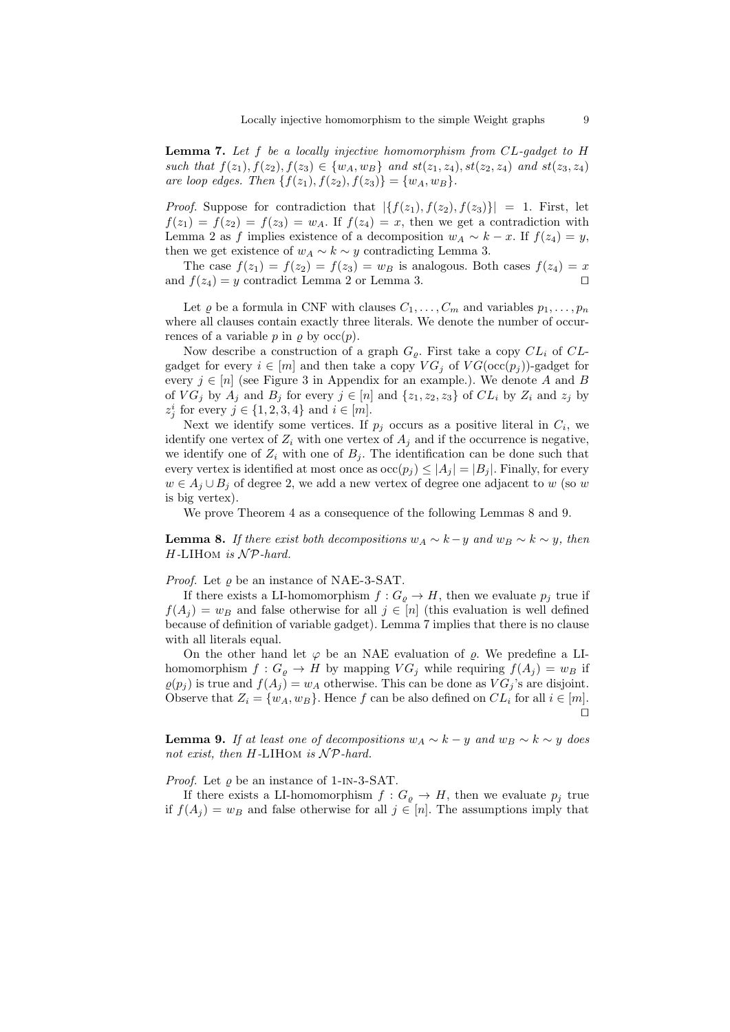**Lemma 7.** *Let $f$ be a locally injective homomorphism from $CL$-gadget to $H$ such that $f(z_1), f(z_2), f(z_3) \in \{w_A, w_B\}$ and $st(z_1, z_4), st(z_2, z_4)$ and $st(z_3, z_4)$ are loop edges. Then $\{f(z_1), f(z_2), f(z_3)\} = \{w_A, w_B\}$.*

*Proof.* Suppose for contradiction that $|\{f(z_1), f(z_2), f(z_3)\}| = 1$. First, let $f(z_1) = f(z_2) = f(z_3) = w_A$. If $f(z_4) = x$, then we get a contradiction with Lemma 2 as $f$ implies existence of a decomposition $w_A \sim k - x$. If $f(z_4) = y$, then we get existence of $w_A \sim k \sim y$ contradicting Lemma 3.

The case $f(z_1) = f(z_2) = f(z_3) = w_B$ is analogous. Both cases $f(z_4) = x$ and $f(z_4) = y$ contradict Lemma 2 or Lemma 3. □

Let $\varrho$ be a formula in CNF with clauses $C_1, \ldots, C_m$ and variables $p_1, \ldots, p_n$ where all clauses contain exactly three literals. We denote the number of occurrences of a variable $p$ in $\varrho$ by $\mathrm{occ}(p)$.

Now describe a construction of a graph $G_\varrho$. First take a copy $CL_i$ of $CL$-gadget for every $i \in [m]$ and then take a copy $VG_j$ of $VG(\mathrm{occ}(p_j))$-gadget for every $j \in [n]$ (see Figure 3 in Appendix for an example.). We denote $A$ and $B$ of $VG_j$ by $A_j$ and $B_j$ for every $j \in [n]$ and $\{z_1, z_2, z_3\}$ of $CL_i$ by $Z_i$ and $z_j$ by $z_j^i$ for every $j \in \{1, 2, 3, 4\}$ and $i \in [m]$.

Next we identify some vertices. If $p_j$ occurs as a positive literal in $C_i$, we identify one vertex of $Z_i$ with one vertex of $A_j$ and if the occurrence is negative, we identify one of $Z_i$ with one of $B_j$. The identification can be done such that every vertex is identified at most once as $\mathrm{occ}(p_j) \le |A_j| = |B_j|$. Finally, for every $w \in A_j \cup B_j$ of degree 2, we add a new vertex of degree one adjacent to $w$ (so $w$ is big vertex).

We prove Theorem 4 as a consequence of the following Lemmas 8 and 9.

**Lemma 8.** *If there exist both decompositions $w_A \sim k - y$ and $w_B \sim k \sim y$, then $H$-LIHom is $\mathcal{NP}$-hard.*

*Proof.* Let $\varrho$ be an instance of NAE-3-SAT.

If there exists a LI-homomorphism $f : G_\varrho \to H$, then we evaluate $p_j$ true if $f(A_j) = w_B$ and false otherwise for all $j \in [n]$ (this evaluation is well defined because of definition of variable gadget). Lemma 7 implies that there is no clause with all literals equal.

On the other hand let $\varphi$ be an NAE evaluation of $\varrho$. We predefine a LI-homomorphism $f : G_\varrho \to H$ by mapping $VG_j$ while requiring $f(A_j) = w_B$ if $\varrho(p_j)$ is true and $f(A_j) = w_A$ otherwise. This can be done as $VG_j$'s are disjoint. Observe that $Z_i = \{w_A, w_B\}$. Hence $f$ can be also defined on $CL_i$ for all $i \in [m]$. □

**Lemma 9.** *If at least one of decompositions $w_A \sim k - y$ and $w_B \sim k \sim y$ does not exist, then $H$-LIHom is $\mathcal{NP}$-hard.*

*Proof.* Let $\varrho$ be an instance of 1-in-3-SAT.

If there exists a LI-homomorphism $f : G_\varrho \to H$, then we evaluate $p_j$ true if $f(A_j) = w_B$ and false otherwise for all $j \in [n]$. The assumptions imply that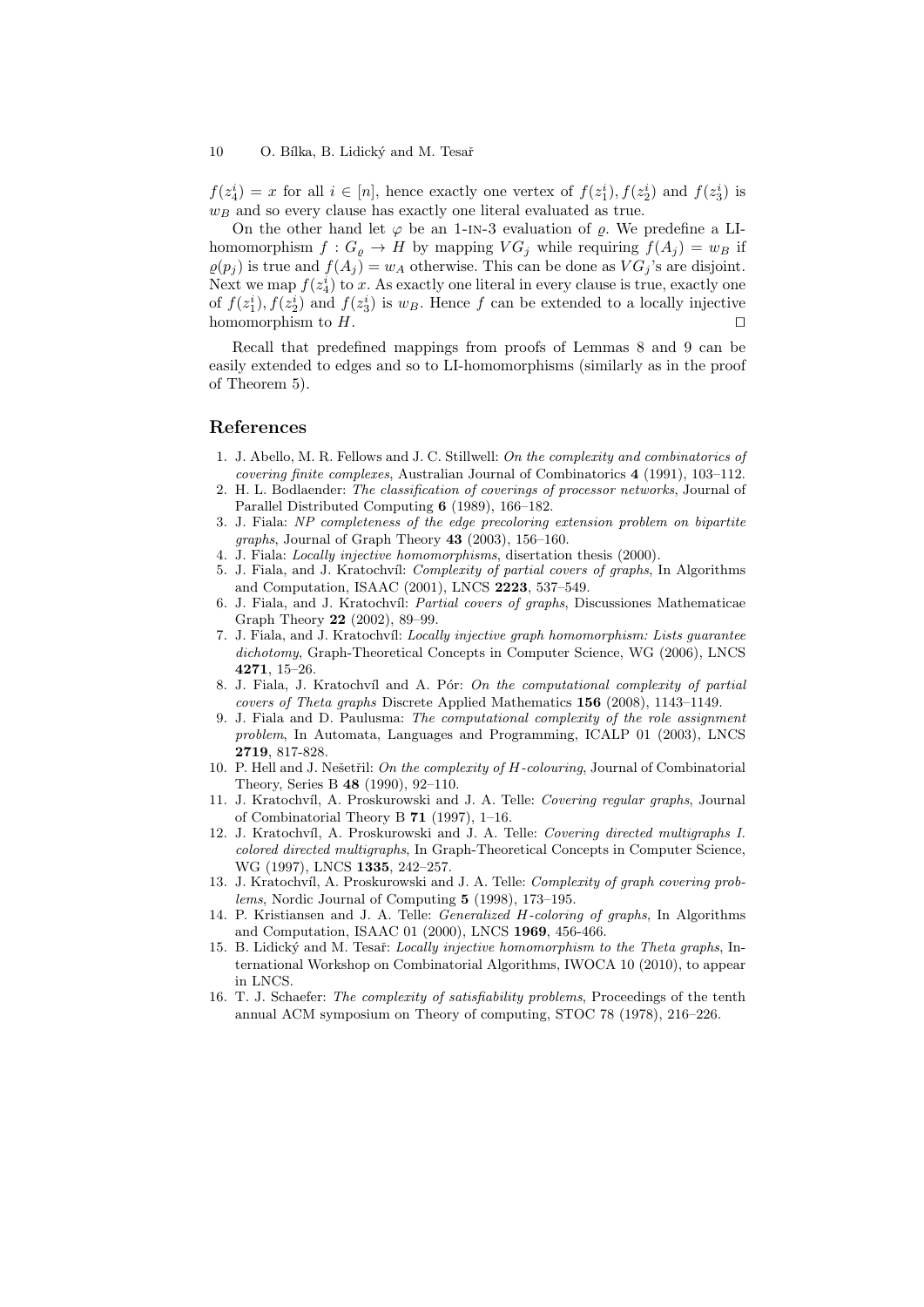$f(z_4^i) = x$ for all $i \in [n]$, hence exactly one vertex of $f(z_1^i), f(z_2^i)$ and $f(z_3^i)$ is $w_B$ and so every clause has exactly one literal evaluated as true.

On the other hand let $\varphi$ be an 1-IN-3 evaluation of $\varrho$. We predefine a LI-homomorphism $f : G_\varrho \to H$ by mapping $VG_j$ while requiring $f(A_j) = w_B$ if $\varrho(p_j)$ is true and $f(A_j) = w_A$ otherwise. This can be done as $VG_j$'s are disjoint. Next we map $f(z_4^i)$ to $x$. As exactly one literal in every clause is true, exactly one of $f(z_1^i), f(z_2^i)$ and $f(z_3^i)$ is $w_B$. Hence $f$ can be extended to a locally injective homomorphism to $H$. ⊓⊔

Recall that predefined mappings from proofs of Lemmas 8 and 9 can be easily extended to edges and so to LI-homomorphisms (similarly as in the proof of Theorem 5).

## References

1. J. Abello, M. R. Fellows and J. C. Stillwell: *On the complexity and combinatorics of covering finite complexes*, Australian Journal of Combinatorics **4** (1991), 103–112.
2. H. L. Bodlaender: *The classification of coverings of processor networks*, Journal of Parallel Distributed Computing **6** (1989), 166–182.
3. J. Fiala: *NP completeness of the edge precoloring extension problem on bipartite graphs*, Journal of Graph Theory **43** (2003), 156–160.
4. J. Fiala: *Locally injective homomorphisms*, disertation thesis (2000).
5. J. Fiala, and J. Kratochvíl: *Complexity of partial covers of graphs*, In Algorithms and Computation, ISAAC (2001), LNCS **2223**, 537–549.
6. J. Fiala, and J. Kratochvíl: *Partial covers of graphs*, Discussiones Mathematicae Graph Theory **22** (2002), 89–99.
7. J. Fiala, and J. Kratochvíl: *Locally injective graph homomorphism: Lists guarantee dichotomy*, Graph-Theoretical Concepts in Computer Science, WG (2006), LNCS **4271**, 15–26.
8. J. Fiala, J. Kratochvíl and A. Pór: *On the computational complexity of partial covers of Theta graphs* Discrete Applied Mathematics **156** (2008), 1143–1149.
9. J. Fiala and D. Paulusma: *The computational complexity of the role assignment problem*, In Automata, Languages and Programming, ICALP 01 (2003), LNCS **2719**, 817-828.
10. P. Hell and J. Nešetřil: *On the complexity of H-colouring*, Journal of Combinatorial Theory, Series B **48** (1990), 92–110.
11. J. Kratochvíl, A. Proskurowski and J. A. Telle: *Covering regular graphs*, Journal of Combinatorial Theory B **71** (1997), 1–16.
12. J. Kratochvíl, A. Proskurowski and J. A. Telle: *Covering directed multigraphs I. colored directed multigraphs*, In Graph-Theoretical Concepts in Computer Science, WG (1997), LNCS **1335**, 242–257.
13. J. Kratochvíl, A. Proskurowski and J. A. Telle: *Complexity of graph covering problems*, Nordic Journal of Computing **5** (1998), 173–195.
14. P. Kristiansen and J. A. Telle: *Generalized H-coloring of graphs*, In Algorithms and Computation, ISAAC 01 (2000), LNCS **1969**, 456-466.
15. B. Lidický and M. Tesař: *Locally injective homomorphism to the Theta graphs*, International Workshop on Combinatorial Algorithms, IWOCA 10 (2010), to appear in LNCS.
16. T. J. Schaefer: *The complexity of satisfiability problems*, Proceedings of the tenth annual ACM symposium on Theory of computing, STOC 78 (1978), 216–226.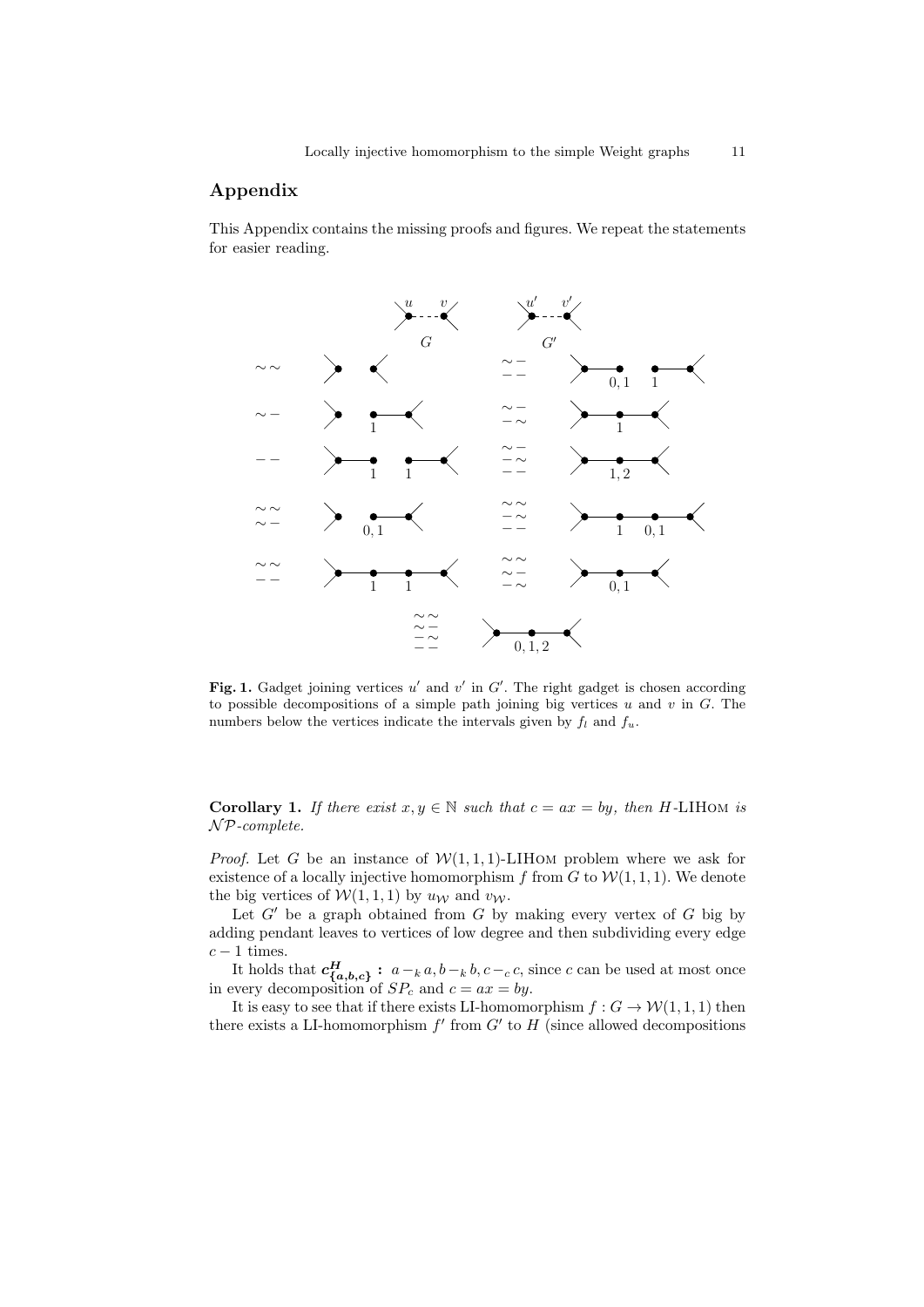## Appendix

This Appendix contains the missing proofs and figures. We repeat the statements for easier reading.

$u$ $v$

$G$

$u'$ $v'$

$G'$

$\sim\sim$

$\sim -$

1

$--$

1 1

$\sim\sim$
$\sim -$

0, 1

$\sim\sim$
$--$

1 1

$\sim -$
$--$

0, 1 1

$\sim -$
$-\sim$

1

$\sim -$
$-\sim$
$--$

1, 2

$\sim\sim$
$-\sim$
$--$

1 0, 1

$\sim\sim$
$\sim -$
$-\sim$

0, 1

$\sim\sim$
$\sim -$
$-\sim$
$--$

0, 1, 2

**Fig. 1.** Gadget joining vertices $u'$ and $v'$ in $G'$. The right gadget is chosen according to possible decompositions of a simple path joining big vertices $u$ and $v$ in $G$. The numbers below the vertices indicate the intervals given by $f_l$ and $f_u$.

**Corollary 1.** *If there exist $x, y \in \mathbb{N}$ such that $c = ax = by$, then $H$-LIHom is $\mathcal{NP}$-complete.*

*Proof.* Let $G$ be an instance of $\mathcal{W}(1,1,1)$-LIHom problem where we ask for existence of a locally injective homomorphism $f$ from $G$ to $\mathcal{W}(1,1,1)$. We denote the big vertices of $\mathcal{W}(1,1,1)$ by $u_{\mathcal{W}}$ and $v_{\mathcal{W}}$.

Let $G'$ be a graph obtained from $G$ by making every vertex of $G$ big by adding pendant leaves to vertices of low degree and then subdividing every edge $c-1$ times.

It holds that $\boldsymbol{c^H_{\{a,b,c\}}}$ **:** $a -_k a, b -_k b, c -_c c$, since $c$ can be used at most once in every decomposition of $SP_c$ and $c = ax = by$.

It is easy to see that if there exists LI-homomorphism $f : G \to \mathcal{W}(1,1,1)$ then there exists a LI-homomorphism $f'$ from $G'$ to $H$ (since allowed decompositions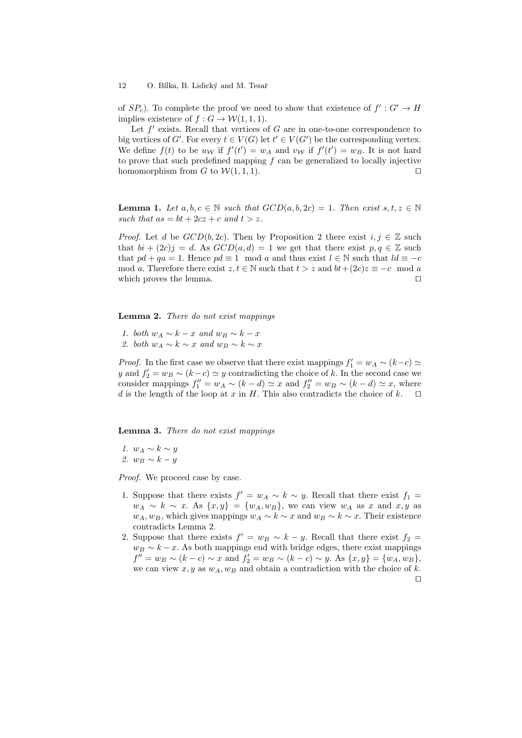of $SP_c$). To complete the proof we need to show that existence of $f' : G' \to H$ implies existence of $f : G \to \mathcal{W}(1,1,1)$.

Let $f'$ exists. Recall that vertices of $G$ are in one-to-one correspondence to big vertices of $G'$. For every $t \in V(G)$ let $t' \in V(G')$ be the corresponding vertex. We define $f(t)$ to be $u_{\mathcal{W}}$ if $f'(t') = w_A$ and $v_{\mathcal{W}}$ if $f'(t') = w_B$. It is not hard to prove that such predefined mapping $f$ can be generalized to locally injective homomorphism from $G$ to $\mathcal{W}(1,1,1)$. □

**Lemma 1.** *Let $a, b, c \in \mathbb{N}$ such that $GCD(a, b, 2c) = 1$. Then exist $s, t, z \in \mathbb{N}$ such that $as = bt + 2cz + c$ and $t > z$.*

*Proof.* Let $d$ be $GCD(b, 2c)$. Then by Proposition 2 there exist $i, j \in \mathbb{Z}$ such that $bi + (2c)j = d$. As $GCD(a, d) = 1$ we get that there exist $p, q \in \mathbb{Z}$ such that $pd + qa = 1$. Hence $pd \equiv 1 \mod a$ and thus exist $l \in \mathbb{N}$ such that $ld \equiv -c \mod a$. Therefore there exist $z, t \in \mathbb{N}$ such that $t > z$ and $bt + (2c)z \equiv -c \mod a$ which proves the lemma. □

**Lemma 2.** *There do not exist mappings*

1. *both $w_A \sim k - x$ and $w_B \sim k - x$*
2. *both $w_A \sim k \sim x$ and $w_B \sim k \sim x$*

*Proof.* In the first case we observe that there exist mappings $f_1' = w_A \sim (k-c) \simeq y$ and $f_2' = w_B \sim (k-c) \simeq y$ contradicting the choice of $k$. In the second case we consider mappings $f_1'' = w_A \sim (k-d) \simeq x$ and $f_2'' = w_B \sim (k-d) \simeq x$, where $d$ is the length of the loop at $x$ in $H$. This also contradicts the choice of $k$. □

**Lemma 3.** *There do not exist mappings*

1. *$w_A \sim k \sim y$*
2. *$w_B \sim k - y$*

*Proof.* We proceed case by case.

1. Suppose that there exists $f' = w_A \sim k \sim y$. Recall that there exist $f_1 = w_A \sim k \sim x$. As $\{x, y\} = \{w_A, w_B\}$, we can view $w_A$ as $x$ and $x, y$ as $w_A, w_B$, which gives mappings $w_A \sim k \sim x$ and $w_B \sim k \sim x$. Their existence contradicts Lemma 2.
2. Suppose that there exists $f' = w_B \sim k - y$. Recall that there exist $f_2 = w_B \sim k - x$. As both mappings end with bridge edges, there exist mappings $f'' = w_B \sim (k-c) \sim x$ and $f_2' = w_B \sim (k-c) \sim y$. As $\{x, y\} = \{w_A, w_B\}$, we can view $x, y$ as $w_A, w_B$ and obtain a contradiction with the choice of $k$. □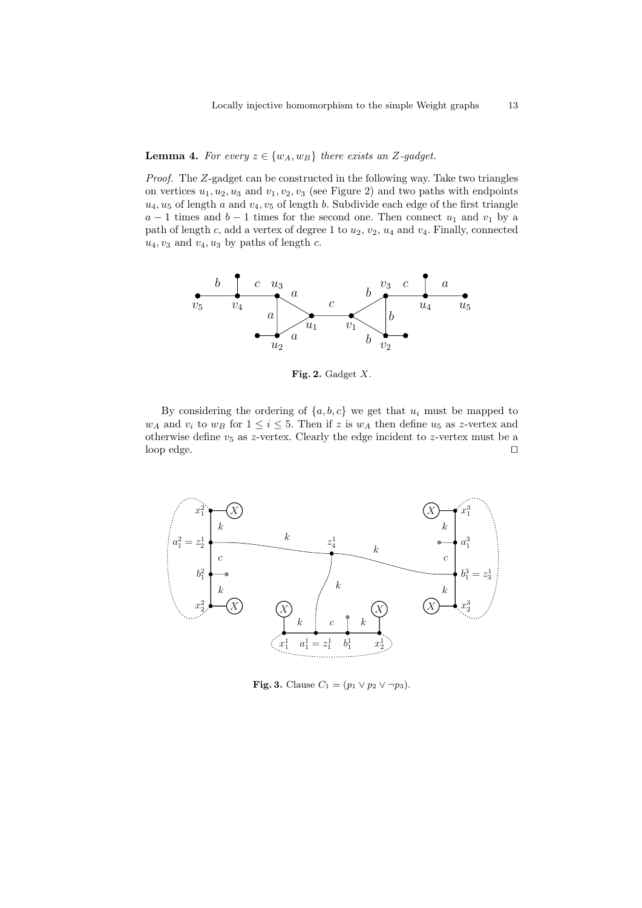**Lemma 4.** *For every $z \in \{w_A, w_B\}$ there exists an $Z$-gadget.*

*Proof.* The $Z$-gadget can be constructed in the following way. Take two triangles on vertices $u_1, u_2, u_3$ and $v_1, v_2, v_3$ (see Figure 2) and two paths with endpoints $u_4, u_5$ of length $a$ and $v_4, v_5$ of length $b$. Subdivide each edge of the first triangle $a-1$ times and $b-1$ times for the second one. Then connect $u_1$ and $v_1$ by a path of length $c$, add a vertex of degree 1 to $u_2$, $v_2$, $u_4$ and $v_4$. Finally, connected $u_4, v_3$ and $v_4, u_3$ by paths of length $c$.

**Fig. 2.** Gadget $X$.

By considering the ordering of $\{a, b, c\}$ we get that $u_i$ must be mapped to $w_A$ and $v_i$ to $w_B$ for $1 \leq i \leq 5$. Then if $z$ is $w_A$ then define $u_5$ as $z$-vertex and otherwise define $v_5$ as $z$-vertex. Clearly the edge incident to $z$-vertex must be a loop edge. $\square$

**Fig. 3.** Clause $C_1 = (p_1 \vee p_2 \vee \neg p_3)$.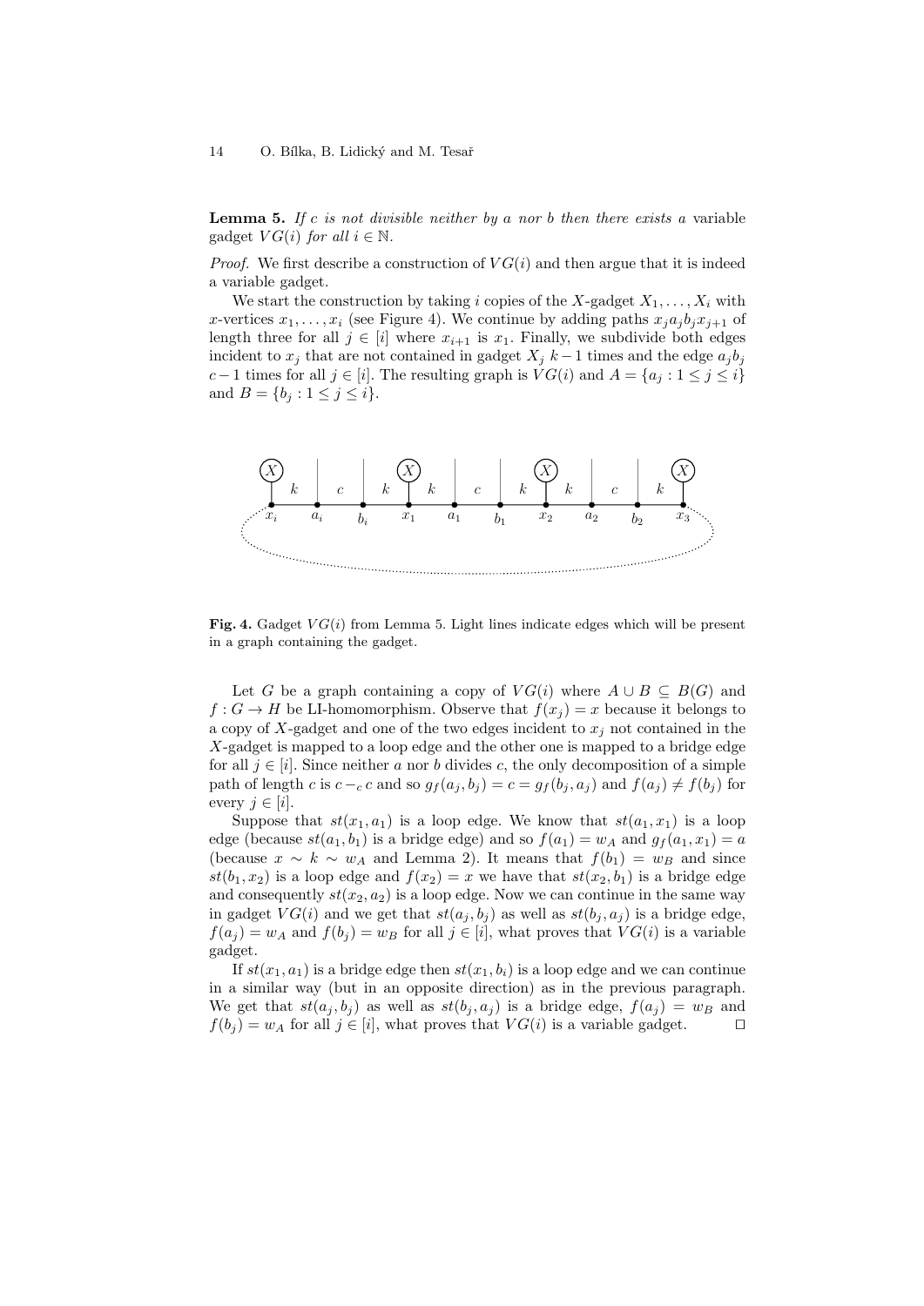**Lemma 5.** *If $c$ is not divisible neither by $a$ nor $b$ then there exists a* variable gadget *$VG(i)$ for all $i \in \mathbb{N}$.*

*Proof.* We first describe a construction of $VG(i)$ and then argue that it is indeed a variable gadget.

We start the construction by taking $i$ copies of the $X$-gadget $X_1, \ldots, X_i$ with $x$-vertices $x_1, \ldots, x_i$ (see Figure 4). We continue by adding paths $x_j a_j b_j x_{j+1}$ of length three for all $j \in [i]$ where $x_{i+1}$ is $x_1$. Finally, we subdivide both edges incident to $x_j$ that are not contained in gadget $X_j$ $k-1$ times and the edge $a_j b_j$ $c-1$ times for all $j \in [i]$. The resulting graph is $VG(i)$ and $A = \{a_j : 1 \leq j \leq i\}$ and $B = \{b_j : 1 \leq j \leq i\}$.

**Fig. 4.** Gadget $VG(i)$ from Lemma 5. Light lines indicate edges which will be present in a graph containing the gadget.

Let $G$ be a graph containing a copy of $VG(i)$ where $A \cup B \subseteq B(G)$ and $f : G \to H$ be LI-homomorphism. Observe that $f(x_j) = x$ because it belongs to a copy of $X$-gadget and one of the two edges incident to $x_j$ not contained in the $X$-gadget is mapped to a loop edge and the other one is mapped to a bridge edge for all $j \in [i]$. Since neither $a$ nor $b$ divides $c$, the only decomposition of a simple path of length $c$ is $c -_c c$ and so $g_f(a_j, b_j) = c = g_f(b_j, a_j)$ and $f(a_j) \neq f(b_j)$ for every $j \in [i]$.

Suppose that $st(x_1, a_1)$ is a loop edge. We know that $st(a_1, x_1)$ is a loop edge (because $st(a_1, b_1)$ is a bridge edge) and so $f(a_1) = w_A$ and $g_f(a_1, x_1) = a$ (because $x \sim k \sim w_A$ and Lemma 2). It means that $f(b_1) = w_B$ and since $st(b_1, x_2)$ is a loop edge and $f(x_2) = x$ we have that $st(x_2, b_1)$ is a bridge edge and consequently $st(x_2, a_2)$ is a loop edge. Now we can continue in the same way in gadget $VG(i)$ and we get that $st(a_j, b_j)$ as well as $st(b_j, a_j)$ is a bridge edge, $f(a_j) = w_A$ and $f(b_j) = w_B$ for all $j \in [i]$, what proves that $VG(i)$ is a variable gadget.

If $st(x_1, a_1)$ is a bridge edge then $st(x_1, b_i)$ is a loop edge and we can continue in a similar way (but in an opposite direction) as in the previous paragraph. We get that $st(a_j, b_j)$ as well as $st(b_j, a_j)$ is a bridge edge, $f(a_j) = w_B$ and $f(b_j) = w_A$ for all $j \in [i]$, what proves that $VG(i)$ is a variable gadget. $\square$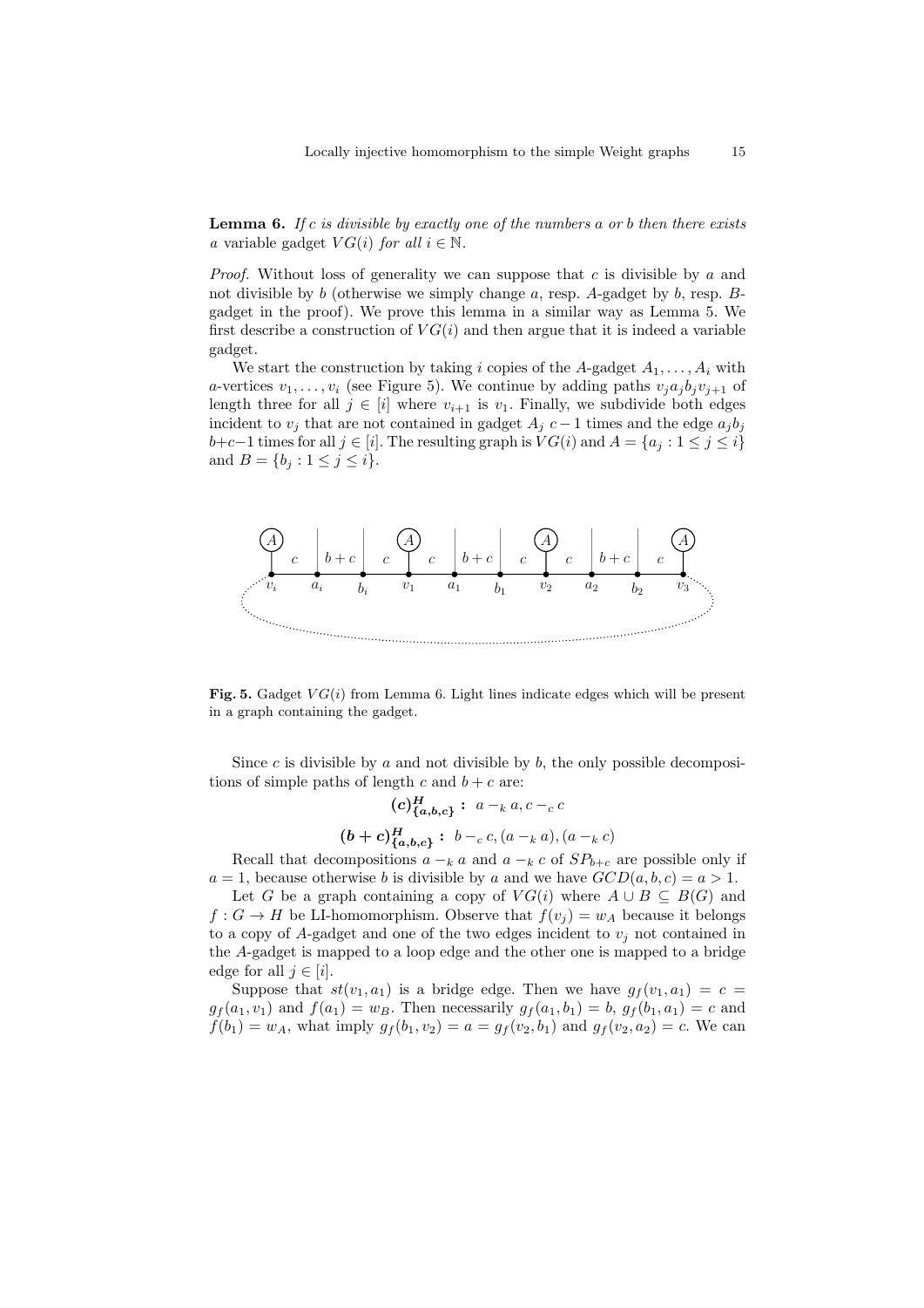**Lemma 6.** *If $c$ is divisible by exactly one of the numbers $a$ or $b$ then there exists a* variable gadget *$VG(i)$ for all $i \in \mathbb{N}$.*

*Proof.* Without loss of generality we can suppose that $c$ is divisible by $a$ and not divisible by $b$ (otherwise we simply change $a$, resp. $A$-gadget by $b$, resp. $B$-gadget in the proof). We prove this lemma in a similar way as Lemma 5. We first describe a construction of $VG(i)$ and then argue that it is indeed a variable gadget.

We start the construction by taking $i$ copies of the $A$-gadget $A_1, \ldots, A_i$ with $a$-vertices $v_1, \ldots, v_i$ (see Figure 5). We continue by adding paths $v_j a_j b_j v_{j+1}$ of length three for all $j \in [i]$ where $v_{i+1}$ is $v_1$. Finally, we subdivide both edges incident to $v_j$ that are not contained in gadget $A_j$ $c-1$ times and the edge $a_j b_j$ $b+c-1$ times for all $j \in [i]$. The resulting graph is $VG(i)$ and $A = \{a_j : 1 \le j \le i\}$ and $B = \{b_j : 1 \le j \le i\}$.

A c b+c c A c b+c c A c b+c c A
$v_i$ $a_i$ $b_i$ $v_1$ $a_1$ $b_1$ $v_2$ $a_2$ $b_2$ $v_3$

**Fig. 5.** Gadget $VG(i)$ from Lemma 6. Light lines indicate edges which will be present in a graph containing the gadget.

Since $c$ is divisible by $a$ and not divisible by $b$, the only possible decompositions of simple paths of length $c$ and $b+c$ are:

$$\boldsymbol{(c)^H_{\{a,b,c\}}}: \; a -_k a, c -_c c$$

$$\boldsymbol{(b+c)^H_{\{a,b,c\}}}: \; b -_c c, (a -_k a), (a -_k c)$$

Recall that decompositions $a -_k a$ and $a -_k c$ of $SP_{b+c}$ are possible only if $a = 1$, because otherwise $b$ is divisible by $a$ and we have $GCD(a, b, c) = a > 1$.

Let $G$ be a graph containing a copy of $VG(i)$ where $A \cup B \subseteq B(G)$ and $f : G \to H$ be LI-homomorphism. Observe that $f(v_j) = w_A$ because it belongs to a copy of $A$-gadget and one of the two edges incident to $v_j$ not contained in the $A$-gadget is mapped to a loop edge and the other one is mapped to a bridge edge for all $j \in [i]$.

Suppose that $st(v_1, a_1)$ is a bridge edge. Then we have $g_f(v_1, a_1) = c = g_f(a_1, v_1)$ and $f(a_1) = w_B$. Then necessarily $g_f(a_1, b_1) = b$, $g_f(b_1, a_1) = c$ and $f(b_1) = w_A$, what imply $g_f(b_1, v_2) = a = g_f(v_2, b_1)$ and $g_f(v_2, a_2) = c$. We can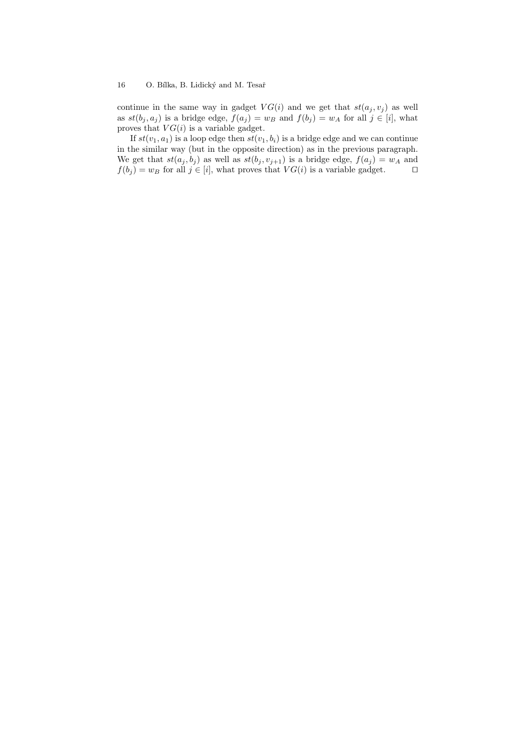continue in the same way in gadget $VG(i)$ and we get that $st(a_j, v_j)$ as well as $st(b_j, a_j)$ is a bridge edge, $f(a_j) = w_B$ and $f(b_j) = w_A$ for all $j \in [i]$, what proves that $VG(i)$ is a variable gadget.

If $st(v_1, a_1)$ is a loop edge then $st(v_1, b_i)$ is a bridge edge and we can continue in the similar way (but in the opposite direction) as in the previous paragraph. We get that $st(a_j, b_j)$ as well as $st(b_j, v_{j+1})$ is a bridge edge, $f(a_j) = w_A$ and $f(b_j) = w_B$ for all $j \in [i]$, what proves that $VG(i)$ is a variable gadget. □